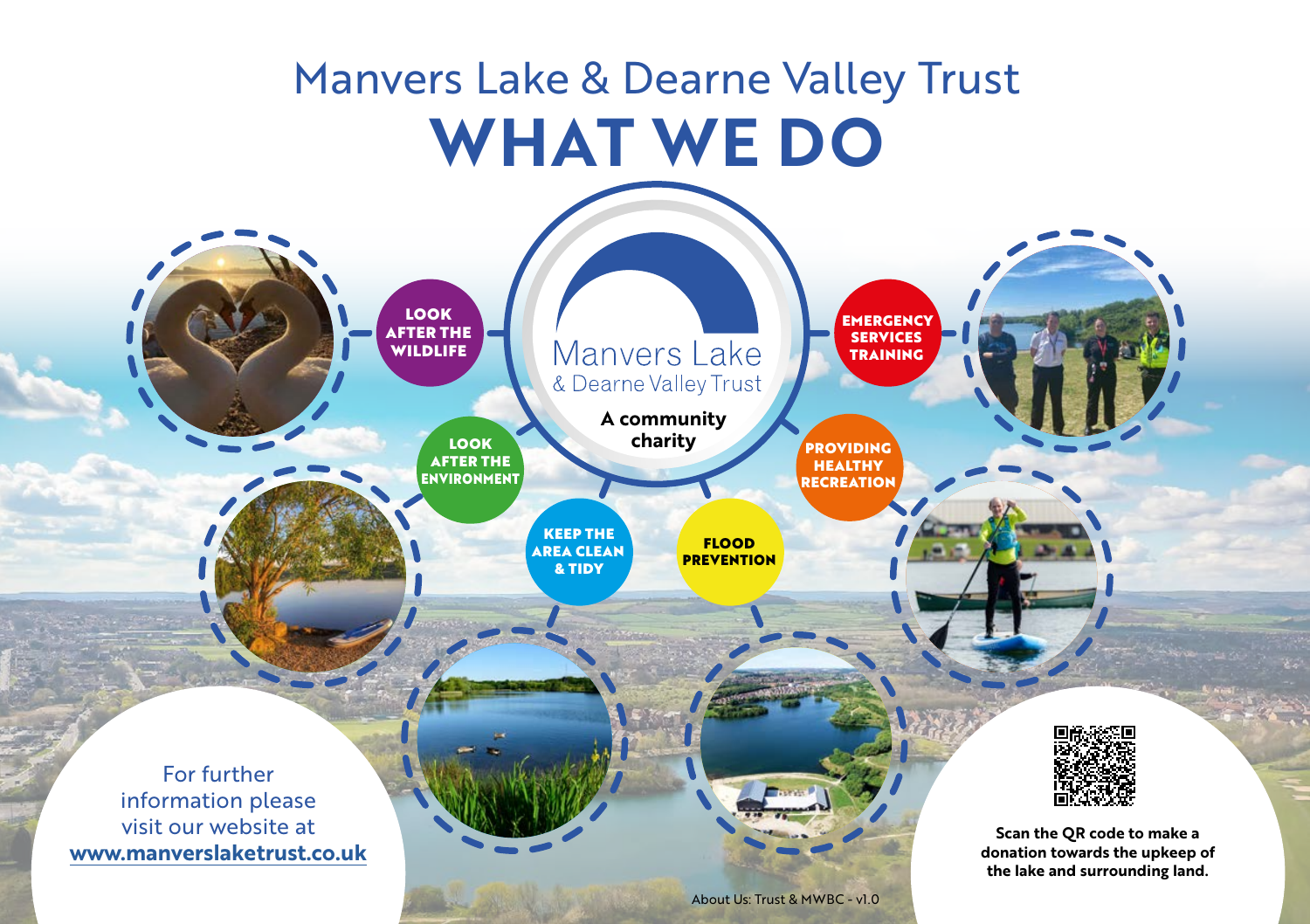# Manvers Lake & Dearne Valley Trust

# WHAT WE DO

Manvers Lake
& Dearne Valley Trust

**A community charity**

- **LOOK AFTER THE WILDLIFE**
- **LOOK AFTER THE ENVIRONMENT**
- **KEEP THE AREA CLEAN & TIDY**
- **FLOOD PREVENTION**
- **PROVIDING HEALTHY RECREATION**
- **EMERGENCY SERVICES TRAINING**

For further information please visit our website at **www.manverslaketrust.co.uk**

**Scan the QR code to make a donation towards the upkeep of the lake and surrounding land.**

About Us: Trust & MWBC - v1.0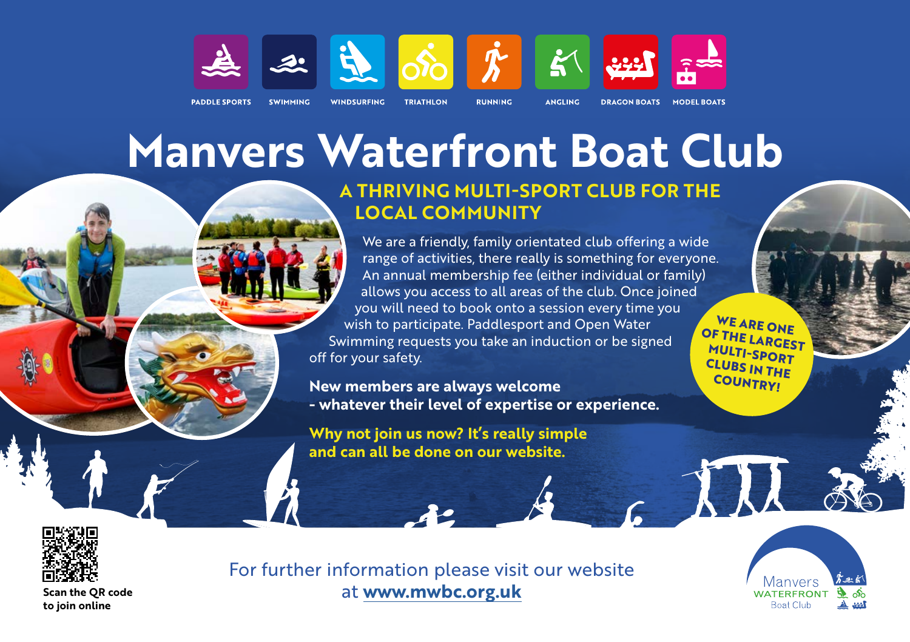PADDLE SPORTS · SWIMMING · WINDSURFING · TRIATHLON · RUNNING · ANGLING · DRAGON BOATS · MODEL BOATS

# Manvers Waterfront Boat Club

## A THRIVING MULTI-SPORT CLUB FOR THE LOCAL COMMUNITY

We are a friendly, family orientated club offering a wide range of activities, there really is something for everyone. An annual membership fee (either individual or family) allows you access to all areas of the club. Once joined you will need to book onto a session every time you wish to participate. Paddlesport and Open Water Swimming requests you take an induction or be signed off for your safety.

**New members are always welcome - whatever their level of expertise or experience.**

**Why not join us now? It's really simple and can all be done on our website.**

**WE ARE ONE OF THE LARGEST MULTI-SPORT CLUBS IN THE COUNTRY!**

**Scan the QR code to join online**

For further information please visit our website at **www.mwbc.org.uk**

Manvers WATERFRONT Boat Club